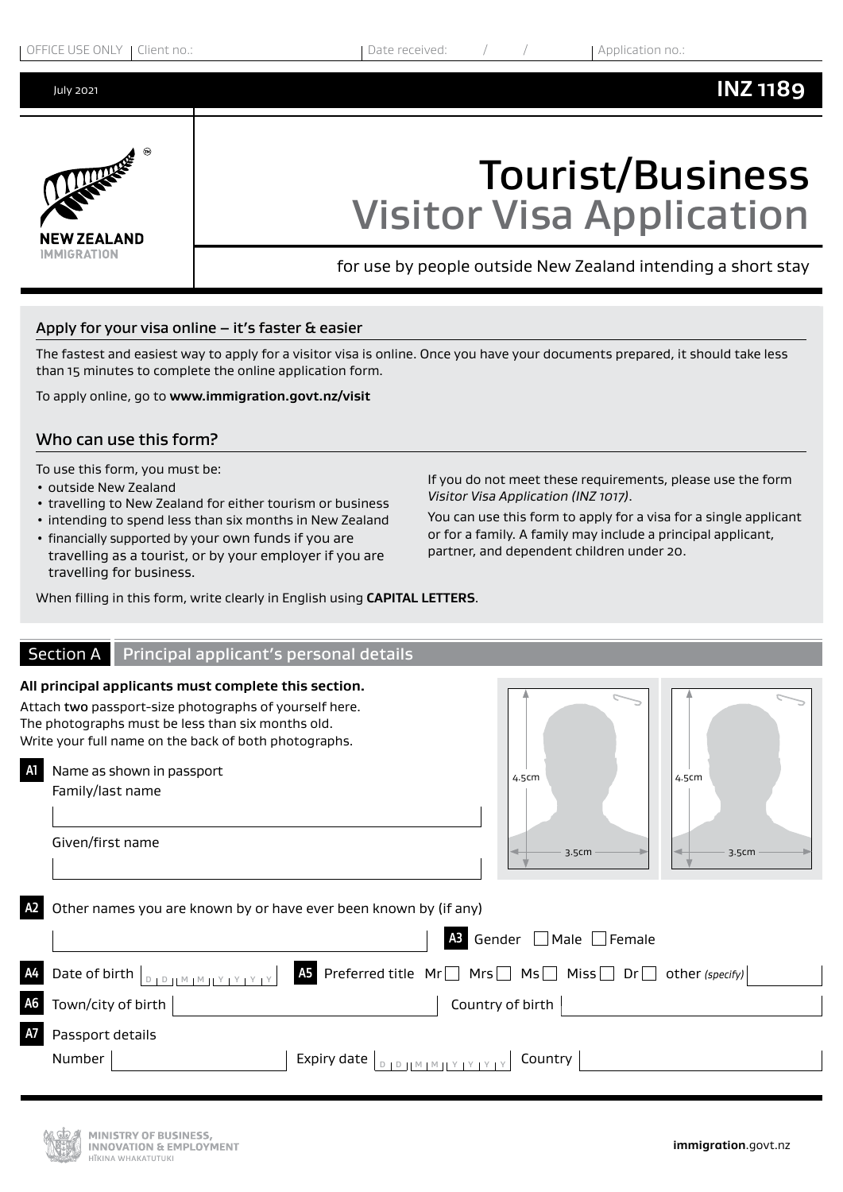OFFICE USE ONLY | Client no.: | Date received: / / | Application no.:

July 2021 **INZ 1189**

NEW ZEALAND IMMIGRATION

# Tourist/Business Visitor Visa Application

for use by people outside New Zealand intending a short stay

## Apply for your visa online – it's faster & easier

The fastest and easiest way to apply for a visitor visa is online. Once you have your documents prepared, it should take less than 15 minutes to complete the online application form.

To apply online, go to **www.immigration.govt.nz/visit**

## Who can use this form?

To use this form, you must be:

- outside New Zealand
- travelling to New Zealand for either tourism or business
- intending to spend less than six months in New Zealand
- financially supported by your own funds if you are travelling as a tourist, or by your employer if you are travelling for business.

If you do not meet these requirements, please use the form *Visitor Visa Application (INZ 1017)*.

You can use this form to apply for a visa for a single applicant or for a family. A family may include a principal applicant, partner, and dependent children under 20.

When filling in this form, write clearly in English using **CAPITAL LETTERS**.

## Section A Principal applicant's personal details

**All principal applicants must complete this section.**

Attach two passport-size photographs of yourself here. The photographs must be less than six months old. Write your full name on the back of both photographs.

4.5cm × 3.5cm | 4.5cm × 3.5cm

**A1** Name as shown in passport

Family/last name

Given/first name

**A2** Other names you are known by or have ever been known by (if any)

**A3** Gender ☐ Male ☐ Female

**A4** Date of birth D D M M Y Y Y Y

**A5** Preferred title Mr ☐ Mrs ☐ Ms ☐ Miss ☐ Dr ☐ other *(specify)*

**A6** Town/city of birth | Country of birth

**A7** Passport details

Number | Expiry date D D M M Y Y Y Y | Country

MINISTRY OF BUSINESS, INNOVATION & EMPLOYMENT
HĪKINA WHAKATUTUKI

**immigration**.govt.nz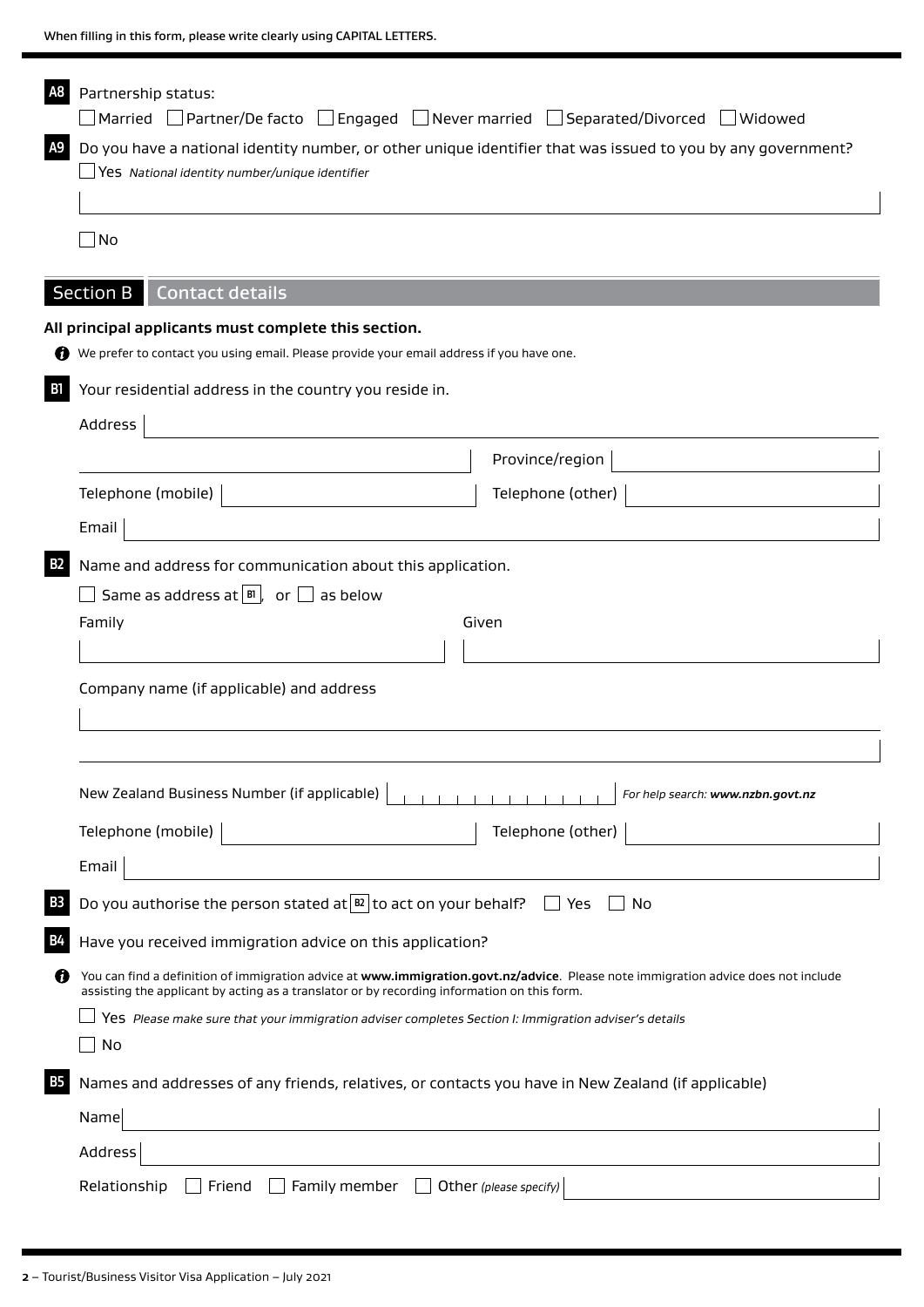When filling in this form, please write clearly using CAPITAL LETTERS.

**A8** Partnership status:

☐ Married ☐ Partner/De facto ☐ Engaged ☐ Never married ☐ Separated/Divorced ☐ Widowed

**A9** Do you have a national identity number, or other unique identifier that was issued to you by any government?

☐ Yes *National identity number/unique identifier*

☐ No

## Section B Contact details

**All principal applicants must complete this section.**

We prefer to contact you using email. Please provide your email address if you have one.

**B1** Your residential address in the country you reside in.

Address

Province/region

Telephone (mobile)

Telephone (other)

Email

**B2** Name and address for communication about this application.

☐ Same as address at **B1**, or ☐ as below

Family

Given

Company name (if applicable) and address

New Zealand Business Number (if applicable) *For help search: **www.nzbn.govt.nz***

Telephone (mobile)

Telephone (other)

Email

**B3** Do you authorise the person stated at **B2** to act on your behalf? ☐ Yes ☐ No

**B4** Have you received immigration advice on this application?

You can find a definition of immigration advice at **www.immigration.govt.nz/advice**. Please note immigration advice does not include assisting the applicant by acting as a translator or by recording information on this form.

☐ Yes *Please make sure that your immigration adviser completes Section I: Immigration adviser's details*

☐ No

**B5** Names and addresses of any friends, relatives, or contacts you have in New Zealand (if applicable)

Name

Address

Relationship ☐ Friend ☐ Family member ☐ Other *(please specify)*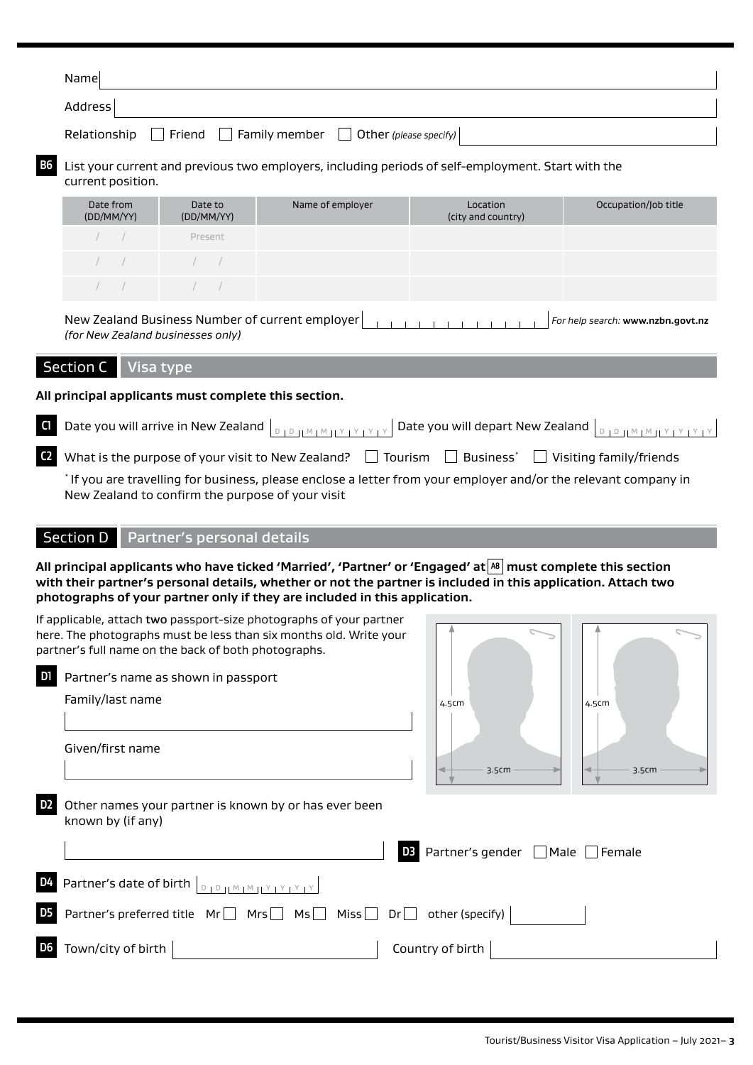Name

Address

Relationship ☐ Friend ☐ Family member ☐ Other *(please specify)*

**B6** List your current and previous two employers, including periods of self-employment. Start with the current position.

| Date from (DD/MM/YY) | Date to (DD/MM/YY) | Name of employer | Location (city and country) | Occupation/Job title |
|---|---|---|---|---|
| / / | Present | | | |
| / / | / / | | | |
| / / | / / | | | |

New Zealand Business Number of current employer *(for New Zealand businesses only)* *For help search:* **www.nzbn.govt.nz**

## Section C Visa type

**All principal applicants must complete this section.**

**C1** Date you will arrive in New Zealand DD MM YYYY Date you will depart New Zealand DD MM YYYY

**C2** What is the purpose of your visit to New Zealand? ☐ Tourism ☐ Business* ☐ Visiting family/friends

* If you are travelling for business, please enclose a letter from your employer and/or the relevant company in New Zealand to confirm the purpose of your visit

## Section D Partner's personal details

**All principal applicants who have ticked 'Married', 'Partner' or 'Engaged' at A8 must complete this section with their partner's personal details, whether or not the partner is included in this application. Attach two photographs of your partner only if they are included in this application.**

If applicable, attach **two** passport-size photographs of your partner here. The photographs must be less than six months old. Write your partner's full name on the back of both photographs.

4.5cm × 3.5cm | 4.5cm × 3.5cm

**D1** Partner's name as shown in passport

Family/last name

Given/first name

**D2** Other names your partner is known by or has ever been known by (if any)

**D3** Partner's gender ☐ Male ☐ Female

**D4** Partner's date of birth DD MM YYYY

**D5** Partner's preferred title Mr ☐ Mrs ☐ Ms ☐ Miss ☐ Dr ☐ other (specify)

**D6** Town/city of birth Country of birth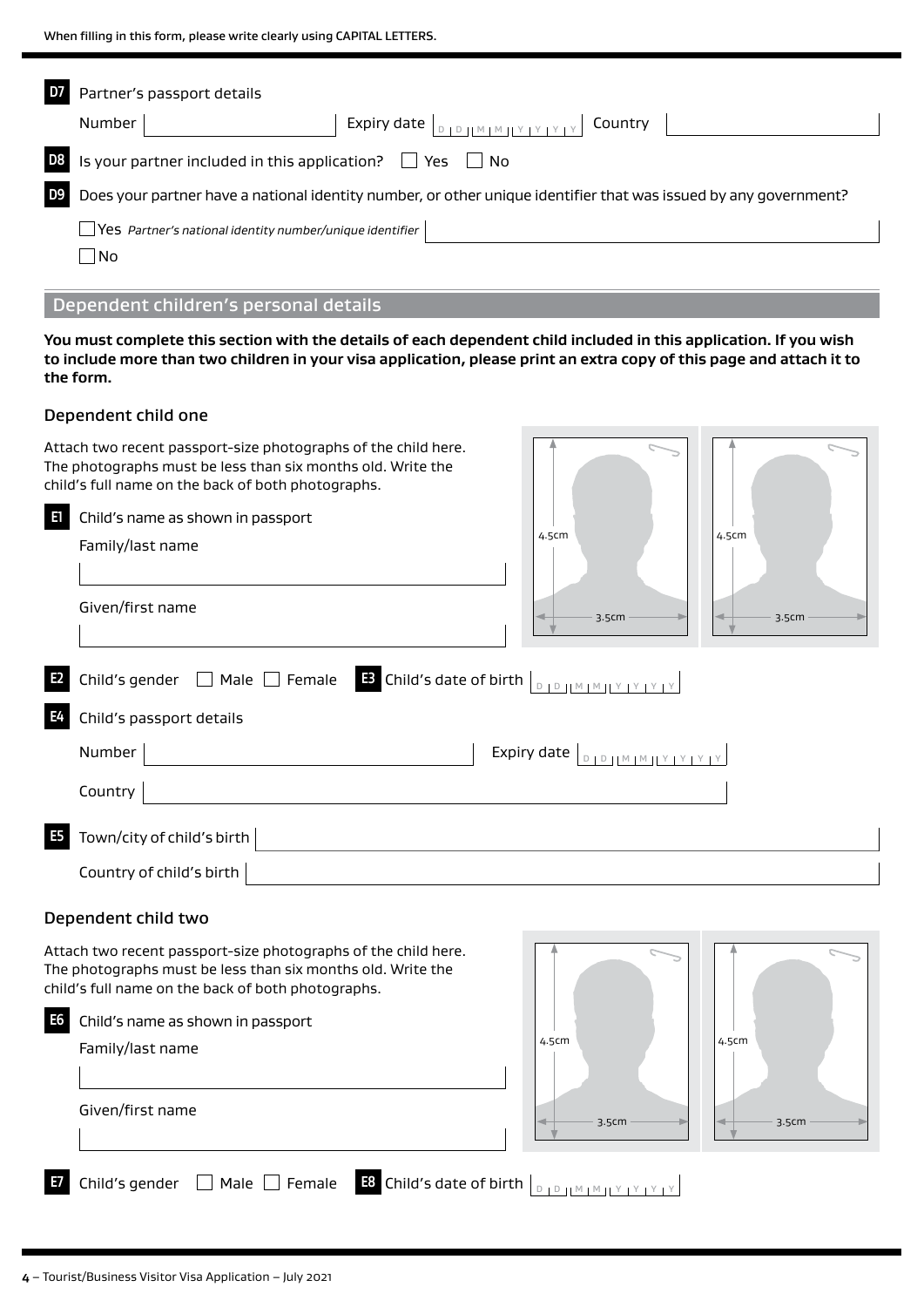When filling in this form, please write clearly using CAPITAL LETTERS.

**D7** Partner's passport details

Number ____________ Expiry date D D M M Y Y Y Y Country ____________

**D8** Is your partner included in this application? ☐ Yes ☐ No

**D9** Does your partner have a national identity number, or other unique identifier that was issued by any government?

☐ Yes *Partner's national identity number/unique identifier* ____________

☐ No

## Dependent children's personal details

**You must complete this section with the details of each dependent child included in this application. If you wish to include more than two children in your visa application, please print an extra copy of this page and attach it to the form.**

### Dependent child one

Attach two recent passport-size photographs of the child here. The photographs must be less than six months old. Write the child's full name on the back of both photographs.

4.5cm 3.5cm 4.5cm 3.5cm

**E1** Child's name as shown in passport

Family/last name ____________

Given/first name ____________

**E2** Child's gender ☐ Male ☐ Female **E3** Child's date of birth D D M M Y Y Y Y

**E4** Child's passport details

Number ____________ Expiry date D D M M Y Y Y Y

Country ____________

**E5** Town/city of child's birth ____________

Country of child's birth ____________

### Dependent child two

Attach two recent passport-size photographs of the child here. The photographs must be less than six months old. Write the child's full name on the back of both photographs.

4.5cm 3.5cm 4.5cm 3.5cm

**E6** Child's name as shown in passport

Family/last name ____________

Given/first name ____________

**E7** Child's gender ☐ Male ☐ Female **E8** Child's date of birth D D M M Y Y Y Y

Tourist/Business Visitor Visa Application – July 2021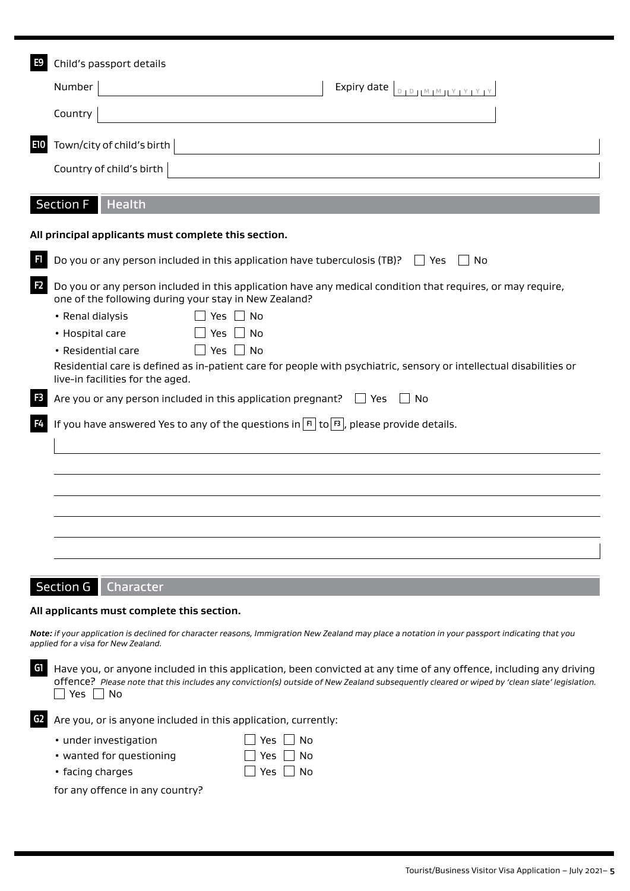**E9** Child's passport details

Number ____________________ Expiry date D D M M Y Y Y Y

Country ____________________

**E10** Town/city of child's birth ____________________

Country of child's birth ____________________

## Section F Health

**All principal applicants must complete this section.**

**F1** Do you or any person included in this application have tuberculosis (TB)? ☐ Yes ☐ No

**F2** Do you or any person included in this application have any medical condition that requires, or may require, one of the following during your stay in New Zealand?

- Renal dialysis ☐ Yes ☐ No
- Hospital care ☐ Yes ☐ No
- Residential care ☐ Yes ☐ No

Residential care is defined as in-patient care for people with psychiatric, sensory or intellectual disabilities or live-in facilities for the aged.

**F3** Are you or any person included in this application pregnant? ☐ Yes ☐ No

**F4** If you have answered Yes to any of the questions in F1 to F3, please provide details.

____________________

____________________

____________________

____________________

____________________

____________________

## Section G Character

**All applicants must complete this section.**

***Note:*** *if your application is declined for character reasons, Immigration New Zealand may place a notation in your passport indicating that you applied for a visa for New Zealand.*

**G1** Have you, or anyone included in this application, been convicted at any time of any offence, including any driving offence? *Please note that this includes any conviction(s) outside of New Zealand subsequently cleared or wiped by 'clean slate' legislation.*
☐ Yes ☐ No

**G2** Are you, or is anyone included in this application, currently:

- under investigation ☐ Yes ☐ No
- wanted for questioning ☐ Yes ☐ No
- facing charges ☐ Yes ☐ No

for any offence in any country?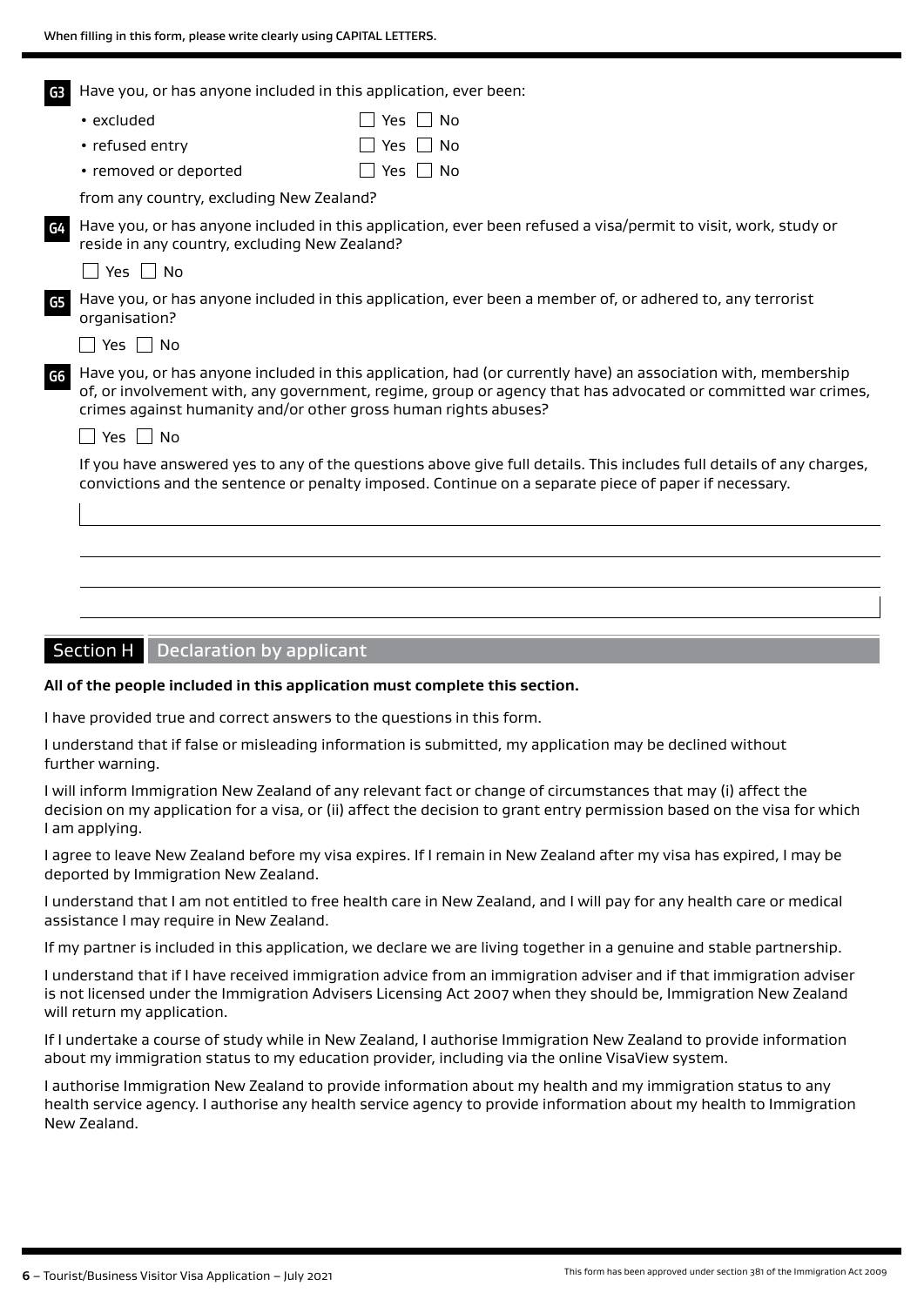When filling in this form, please write clearly using CAPITAL LETTERS.

**G3** Have you, or has anyone included in this application, ever been:

- excluded ☐ Yes ☐ No
- refused entry ☐ Yes ☐ No
- removed or deported ☐ Yes ☐ No

from any country, excluding New Zealand?

**G4** Have you, or has anyone included in this application, ever been refused a visa/permit to visit, work, study or reside in any country, excluding New Zealand?

☐ Yes ☐ No

**G5** Have you, or has anyone included in this application, ever been a member of, or adhered to, any terrorist organisation?

☐ Yes ☐ No

**G6** Have you, or has anyone included in this application, had (or currently have) an association with, membership of, or involvement with, any government, regime, group or agency that has advocated or committed war crimes, crimes against humanity and/or other gross human rights abuses?

☐ Yes ☐ No

If you have answered yes to any of the questions above give full details. This includes full details of any charges, convictions and the sentence or penalty imposed. Continue on a separate piece of paper if necessary.

## Section H Declaration by applicant

**All of the people included in this application must complete this section.**

I have provided true and correct answers to the questions in this form.

I understand that if false or misleading information is submitted, my application may be declined without further warning.

I will inform Immigration New Zealand of any relevant fact or change of circumstances that may (i) affect the decision on my application for a visa, or (ii) affect the decision to grant entry permission based on the visa for which I am applying.

I agree to leave New Zealand before my visa expires. If I remain in New Zealand after my visa has expired, I may be deported by Immigration New Zealand.

I understand that I am not entitled to free health care in New Zealand, and I will pay for any health care or medical assistance I may require in New Zealand.

If my partner is included in this application, we declare we are living together in a genuine and stable partnership.

I understand that if I have received immigration advice from an immigration adviser and if that immigration adviser is not licensed under the Immigration Advisers Licensing Act 2007 when they should be, Immigration New Zealand will return my application.

If I undertake a course of study while in New Zealand, I authorise Immigration New Zealand to provide information about my immigration status to my education provider, including via the online VisaView system.

I authorise Immigration New Zealand to provide information about my health and my immigration status to any health service agency. I authorise any health service agency to provide information about my health to Immigration New Zealand.

This form has been approved under section 381 of the Immigration Act 2009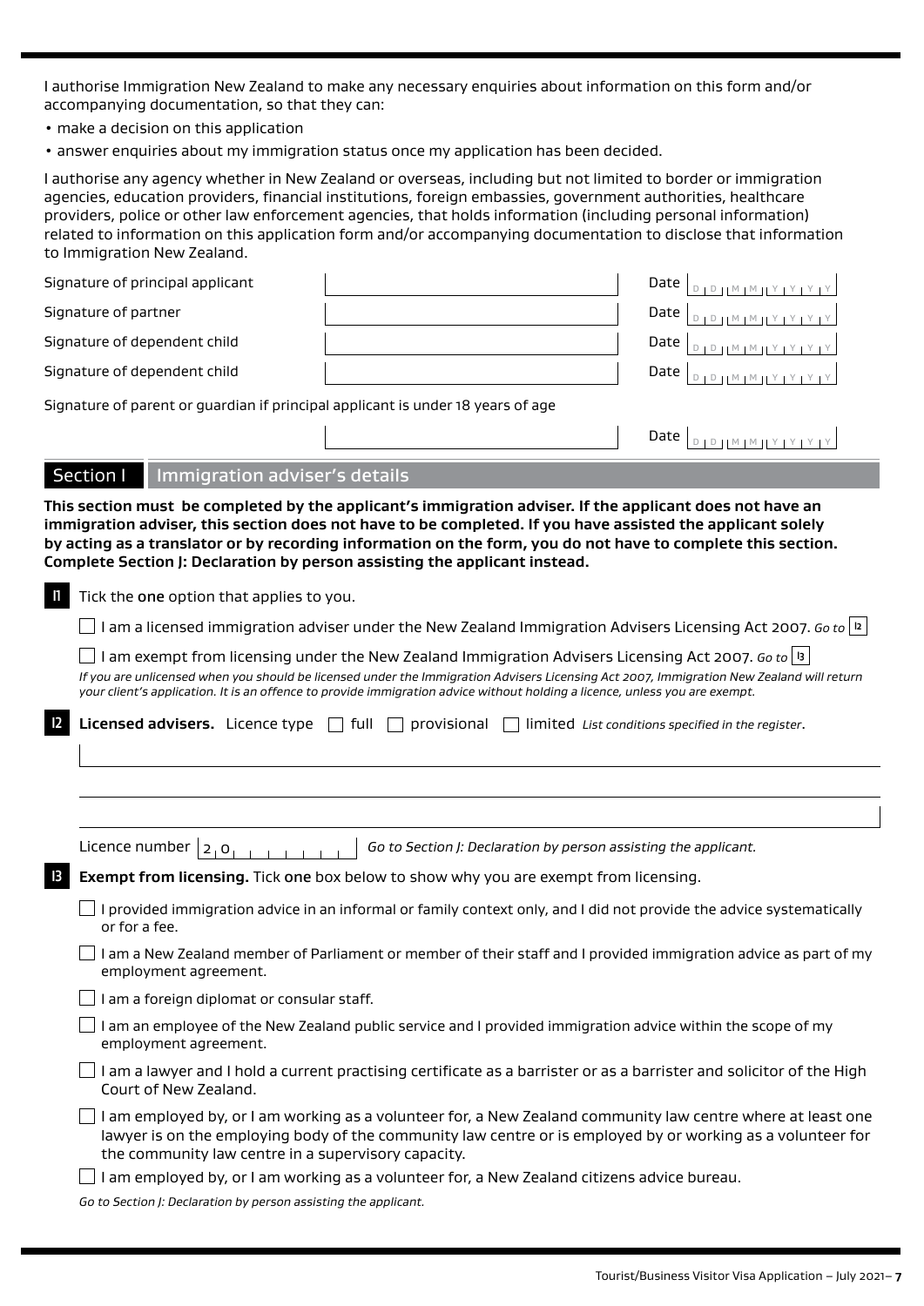I authorise Immigration New Zealand to make any necessary enquiries about information on this form and/or accompanying documentation, so that they can:

- make a decision on this application
- answer enquiries about my immigration status once my application has been decided.

I authorise any agency whether in New Zealand or overseas, including but not limited to border or immigration agencies, education providers, financial institutions, foreign embassies, government authorities, healthcare providers, police or other law enforcement agencies, that holds information (including personal information) related to information on this application form and/or accompanying documentation to disclose that information to Immigration New Zealand.

| | | |
|---|---|---|
| Signature of principal applicant | | Date DD MM YYYY |
| Signature of partner | | Date DD MM YYYY |
| Signature of dependent child | | Date DD MM YYYY |
| Signature of dependent child | | Date DD MM YYYY |

Signature of parent or guardian if principal applicant is under 18 years of age

Date DD MM YYYY

## Section I Immigration adviser's details

**This section must be completed by the applicant's immigration adviser. If the applicant does not have an immigration adviser, this section does not have to be completed. If you have assisted the applicant solely by acting as a translator or by recording information on the form, you do not have to complete this section. Complete Section J: Declaration by person assisting the applicant instead.**

**I1** Tick the one option that applies to you.

☐ I am a licensed immigration adviser under the New Zealand Immigration Advisers Licensing Act 2007. *Go to* I2

☐ I am exempt from licensing under the New Zealand Immigration Advisers Licensing Act 2007. *Go to* I3

*If you are unlicensed when you should be licensed under the Immigration Advisers Licensing Act 2007, Immigration New Zealand will return your client's application. It is an offence to provide immigration advice without holding a licence, unless you are exempt.*

**I2** **Licensed advisers.** Licence type ☐ full ☐ provisional ☐ limited *List conditions specified in the register.*

Licence number 2 0 _ _ _ _ _ _ _ _ *Go to Section J: Declaration by person assisting the applicant.*

**I3** **Exempt from licensing.** Tick one box below to show why you are exempt from licensing.

☐ I provided immigration advice in an informal or family context only, and I did not provide the advice systematically or for a fee.

☐ I am a New Zealand member of Parliament or member of their staff and I provided immigration advice as part of my employment agreement.

☐ I am a foreign diplomat or consular staff.

☐ I am an employee of the New Zealand public service and I provided immigration advice within the scope of my employment agreement.

☐ I am a lawyer and I hold a current practising certificate as a barrister or as a barrister and solicitor of the High Court of New Zealand.

☐ I am employed by, or I am working as a volunteer for, a New Zealand community law centre where at least one lawyer is on the employing body of the community law centre or is employed by or working as a volunteer for the community law centre in a supervisory capacity.

☐ I am employed by, or I am working as a volunteer for, a New Zealand citizens advice bureau.

*Go to Section J: Declaration by person assisting the applicant.*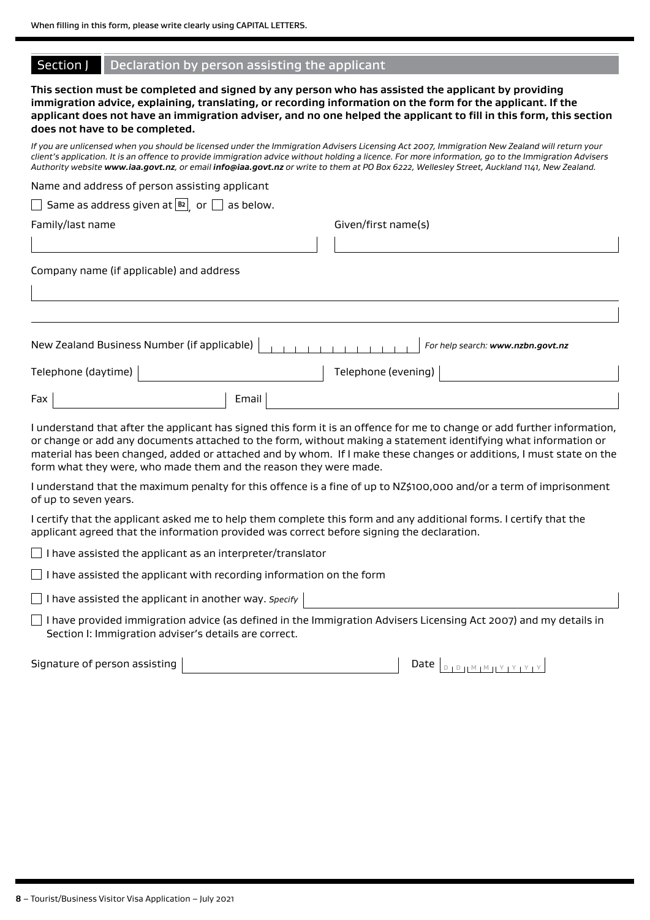When filling in this form, please write clearly using CAPITAL LETTERS.

## Section J Declaration by person assisting the applicant

**This section must be completed and signed by any person who has assisted the applicant by providing immigration advice, explaining, translating, or recording information on the form for the applicant. If the applicant does not have an immigration adviser, and no one helped the applicant to fill in this form, this section does not have to be completed.**

*If you are unlicensed when you should be licensed under the Immigration Advisers Licensing Act 2007, Immigration New Zealand will return your client's application. It is an offence to provide immigration advice without holding a licence. For more information, go to the Immigration Advisers Authority website **www.iaa.govt.nz**, or email **info@iaa.govt.nz** or write to them at PO Box 6222, Wellesley Street, Auckland 1141, New Zealand.*

Name and address of person assisting applicant

☐ Same as address given at B2, or ☐ as below.

Family/last name

Given/first name(s)

Company name (if applicable) and address

New Zealand Business Number (if applicable) *For help search: **www.nzbn.govt.nz***

Telephone (daytime)

Telephone (evening)

Fax

Email

I understand that after the applicant has signed this form it is an offence for me to change or add further information, or change or add any documents attached to the form, without making a statement identifying what information or material has been changed, added or attached and by whom. If I make these changes or additions, I must state on the form what they were, who made them and the reason they were made.

I understand that the maximum penalty for this offence is a fine of up to NZ$100,000 and/or a term of imprisonment of up to seven years.

I certify that the applicant asked me to help them complete this form and any additional forms. I certify that the applicant agreed that the information provided was correct before signing the declaration.

☐ I have assisted the applicant as an interpreter/translator

☐ I have assisted the applicant with recording information on the form

☐ I have assisted the applicant in another way. *Specify*

☐ I have provided immigration advice (as defined in the Immigration Advisers Licensing Act 2007) and my details in Section I: Immigration adviser's details are correct.

Signature of person assisting

Date D D M M Y Y Y Y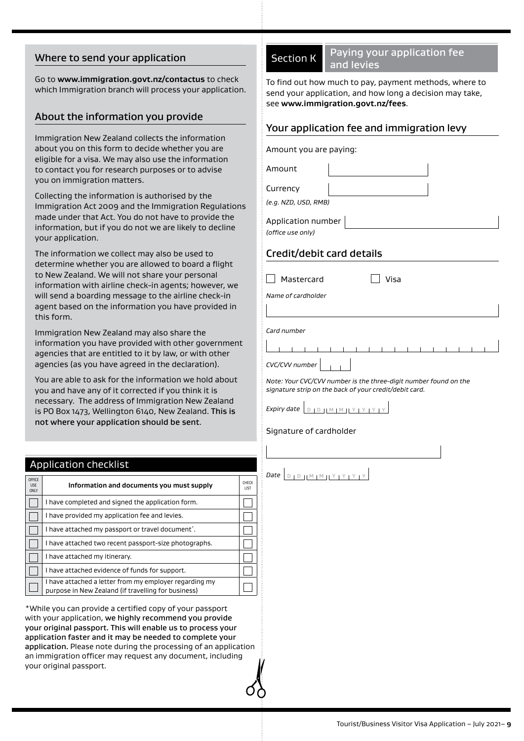## Where to send your application

Go to **www.immigration.govt.nz/contactus** to check which Immigration branch will process your application.

## About the information you provide

Immigration New Zealand collects the information about you on this form to decide whether you are eligible for a visa. We may also use the information to contact you for research purposes or to advise you on immigration matters.

Collecting the information is authorised by the Immigration Act 2009 and the Immigration Regulations made under that Act. You do not have to provide the information, but if you do not we are likely to decline your application.

The information we collect may also be used to determine whether you are allowed to board a flight to New Zealand. We will not share your personal information with airline check-in agents; however, we will send a boarding message to the airline check-in agent based on the information you have provided in this form.

Immigration New Zealand may also share the information you have provided with other government agencies that are entitled to it by law, or with other agencies (as you have agreed in the declaration).

You are able to ask for the information we hold about you and have any of it corrected if you think it is necessary. The address of Immigration New Zealand is PO Box 1473, Wellington 6140, New Zealand. **This is not where your application should be sent**.

## Application checklist

| OFFICE USE ONLY | Information and documents you must supply | CHECK LIST |
|---|---|---|
| ☐ | I have completed and signed the application form. | ☐ |
| ☐ | I have provided my application fee and levies. | ☐ |
| ☐ | I have attached my passport or travel document*. | ☐ |
| ☐ | I have attached two recent passport-size photographs. | ☐ |
| ☐ | I have attached my itinerary. | ☐ |
| ☐ | I have attached evidence of funds for support. | ☐ |
| ☐ | I have attached a letter from my employer regarding my purpose in New Zealand (if travelling for business) | ☐ |

*While you can provide a certified copy of your passport with your application, **we highly recommend you provide your original passport. This will enable us to process your application faster and it may be needed to complete your application.** Please note during the processing of an application an immigration officer may request any document, including your original passport.

## Section K Paying your application fee and levies

To find out how much to pay, payment methods, where to send your application, and how long a decision may take, see **www.immigration.govt.nz/fees**.

### Your application fee and immigration levy

Amount you are paying:

Amount

Currency
*(e.g. NZD, USD, RMB)*

Application number
*(office use only)*

### Credit/debit card details

☐ Mastercard ☐ Visa

*Name of cardholder*

*Card number*

*CVC/CVV number*

*Note: Your CVC/CVV number is the three-digit number found on the signature strip on the back of your credit/debit card.*

*Expiry date* D D M M Y Y Y Y

Signature of cardholder

*Date* D D M M Y Y Y Y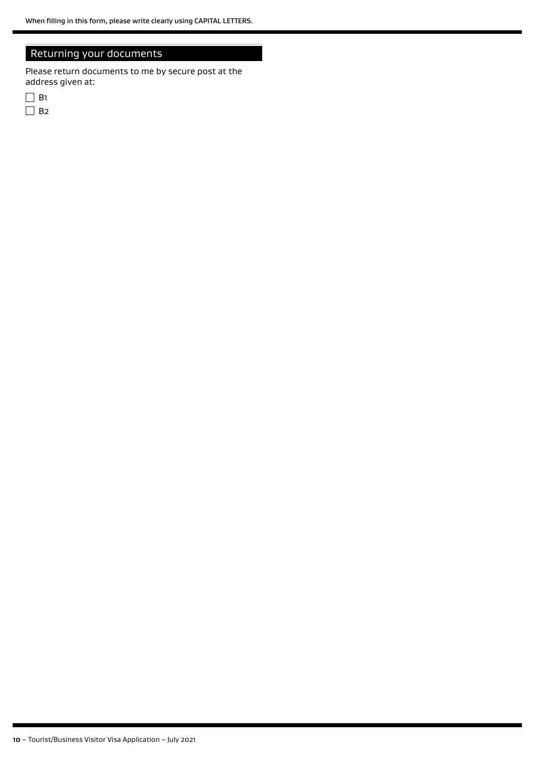When filling in this form, please write clearly using CAPITAL LETTERS.

## Returning your documents

Please return documents to me by secure post at the address given at:

- ☐ B1
- ☐ B2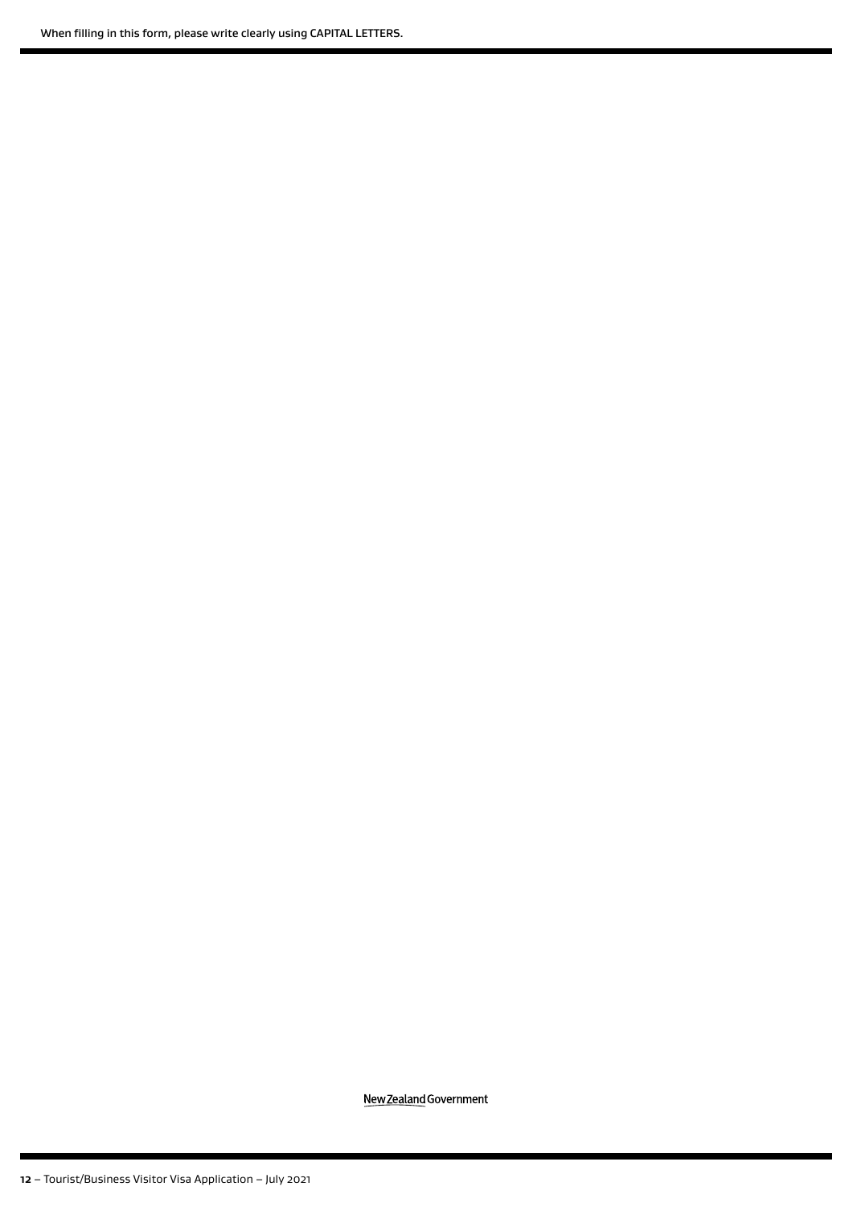New Zealand Government